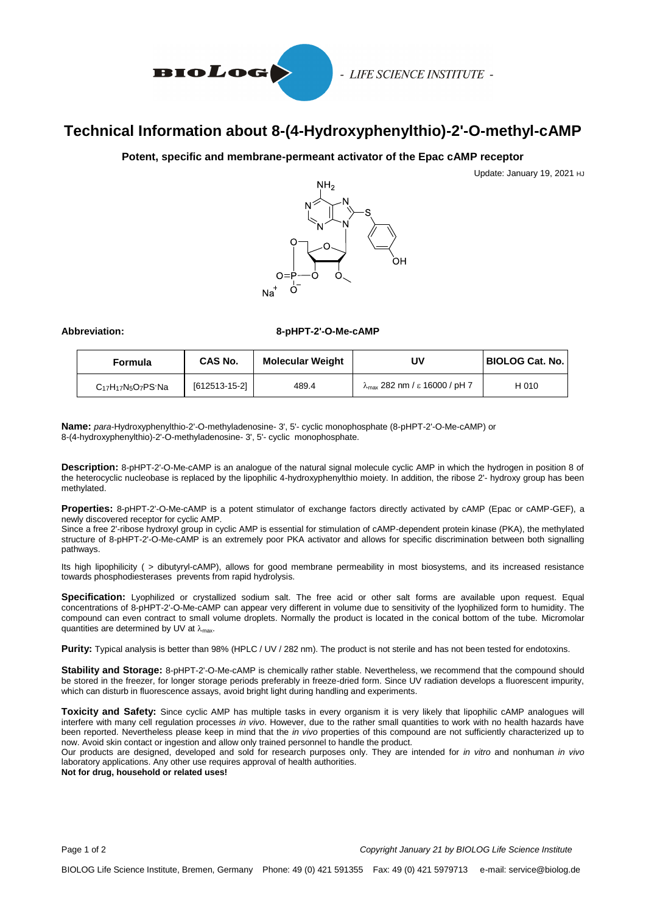# Technical Information about 8-(4-Hydroxyphenylthio)-2'-O-methyl-cAMP

**Potent, specific and membrane-permeant activator of the Epac cAMP receptor**

Update: January 19, 2021 HJ

**Abbreviation:** **8-pHPT-2'-O-Me-cAMP**

| Formula | CAS No. | Molecular Weight | UV | BIOLOG Cat. No. |
|---|---|---|---|---|
| $C_{17}H_{17}N_5O_7PS \cdot Na$ | [612513-15-2] | 489.4 | $\lambda_{max}$ 282 nm / ε 16000 / pH 7 | H 010 |

**Name:** *para*-Hydroxyphenylthio-2'-O-methyladenosine- 3', 5'- cyclic monophosphate (8-pHPT-2'-O-Me-cAMP) or 8-(4-hydroxyphenylthio)-2'-O-methyladenosine- 3', 5'- cyclic monophosphate.

**Description:** 8-pHPT-2'-O-Me-cAMP is an analogue of the natural signal molecule cyclic AMP in which the hydrogen in position 8 of the heterocyclic nucleobase is replaced by the lipophilic 4-hydroxyphenylthio moiety. In addition, the ribose 2'- hydroxy group has been methylated.

**Properties:** 8-pHPT-2'-O-Me-cAMP is a potent stimulator of exchange factors directly activated by cAMP (Epac or cAMP-GEF), a newly discovered receptor for cyclic AMP.

Since a free 2'-ribose hydroxyl group in cyclic AMP is essential for stimulation of cAMP-dependent protein kinase (PKA), the methylated structure of 8-pHPT-2'-O-Me-cAMP is an extremely poor PKA activator and allows for specific discrimination between both signalling pathways.

Its high lipophilicity ( > dibutyryl-cAMP), allows for good membrane permeability in most biosystems, and its increased resistance towards phosphodiesterases prevents from rapid hydrolysis.

**Specification:** Lyophilized or crystallized sodium salt. The free acid or other salt forms are available upon request. Equal concentrations of 8-pHPT-2'-O-Me-cAMP can appear very different in volume due to sensitivity of the lyophilized form to humidity. The compound can even contract to small volume droplets. Normally the product is located in the conical bottom of the tube. Micromolar quantities are determined by UV at $\lambda_{max}$.

**Purity:** Typical analysis is better than 98% (HPLC / UV / 282 nm). The product is not sterile and has not been tested for endotoxins.

**Stability and Storage:** 8-pHPT-2'-O-Me-cAMP is chemically rather stable. Nevertheless, we recommend that the compound should be stored in the freezer, for longer storage periods preferably in freeze-dried form. Since UV radiation develops a fluorescent impurity, which can disturb in fluorescence assays, avoid bright light during handling and experiments.

**Toxicity and Safety:** Since cyclic AMP has multiple tasks in every organism it is very likely that lipophilic cAMP analogues will interfere with many cell regulation processes *in vivo*. However, due to the rather small quantities to work with no health hazards have been reported. Nevertheless please keep in mind that the *in vivo* properties of this compound are not sufficiently characterized up to now. Avoid skin contact or ingestion and allow only trained personnel to handle the product.

Our products are designed, developed and sold for research purposes only. They are intended for *in vitro* and nonhuman *in vivo* laboratory applications. Any other use requires approval of health authorities.

**Not for drug, household or related uses!**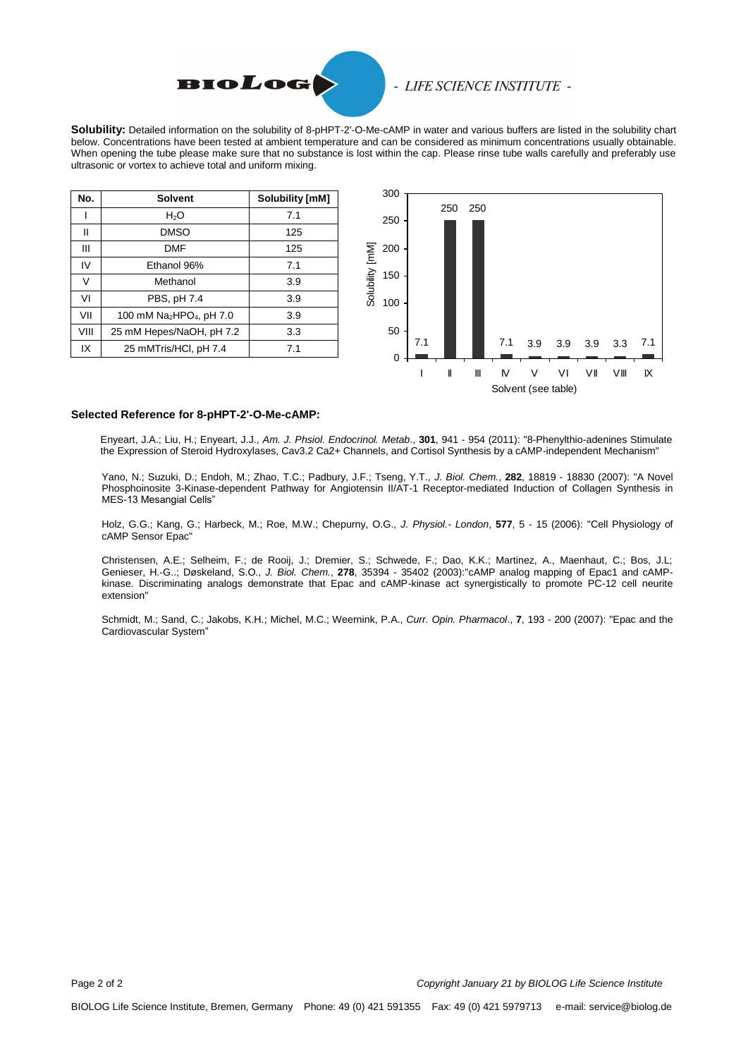**Solubility:** Detailed information on the solubility of 8-pHPT-2'-O-Me-cAMP in water and various buffers are listed in the solubility chart below. Concentrations have been tested at ambient temperature and can be considered as minimum concentrations usually obtainable. When opening the tube please make sure that no substance is lost within the cap. Please rinse tube walls carefully and preferably use ultrasonic or vortex to achieve total and uniform mixing.

| No. | Solvent | Solubility [mM] |
|---|---|---|
| I | $H_2O$ | 7.1 |
| II | DMSO | 125 |
| III | DMF | 125 |
| IV | Ethanol 96% | 7.1 |
| V | Methanol | 3.9 |
| VI | PBS, pH 7.4 | 3.9 |
| VII | 100 mM $Na_2HPO_4$, pH 7.0 | 3.9 |
| VIII | 25 mM Hepes/NaOH, pH 7.2 | 3.3 |
| IX | 25 mMTris/HCl, pH 7.4 | 7.1 |

Solubility [mM]
300
250
200
150
100
50
0
7.1 250 250 7.1 3.9 3.9 3.9 3.3 7.1
I II III IV V VI VII VIII IX
Solvent (see table)

### Selected Reference for 8-pHPT-2'-O-Me-cAMP:

Enyeart, J.A.; Liu, H.; Enyeart, J.J., *Am. J. Phsiol. Endocrinol. Metab.*, **301**, 941 - 954 (2011): "8-Phenylthio-adenines Stimulate the Expression of Steroid Hydroxylases, Cav3.2 Ca2+ Channels, and Cortisol Synthesis by a cAMP-independent Mechanism"

Yano, N.; Suzuki, D.; Endoh, M.; Zhao, T.C.; Padbury, J.F.; Tseng, Y.T., *J. Biol. Chem.*, **282**, 18819 - 18830 (2007): "A Novel Phosphoinosite 3-Kinase-dependent Pathway for Angiotensin II/AT-1 Receptor-mediated Induction of Collagen Synthesis in MES-13 Mesangial Cells"

Holz, G.G.; Kang, G.; Harbeck, M.; Roe, M.W.; Chepurny, O.G., *J. Physiol.- London*, **577**, 5 - 15 (2006): "Cell Physiology of cAMP Sensor Epac"

Christensen, A.E.; Selheim, F.; de Rooij, J.; Dremier, S.; Schwede, F.; Dao, K.K.; Martinez, A., Maenhaut, C.; Bos, J.L; Genieser, H.-G..; Døskeland, S.O., *J. Biol. Chem.*, **278**, 35394 - 35402 (2003):"cAMP analog mapping of Epac1 and cAMP-kinase. Discriminating analogs demonstrate that Epac and cAMP-kinase act synergistically to promote PC-12 cell neurite extension"

Schmidt, M.; Sand, C.; Jakobs, K.H.; Michel, M.C.; Weernink, P.A., *Curr. Opin. Pharmacol.*, **7**, 193 - 200 (2007): "Epac and the Cardiovascular System"